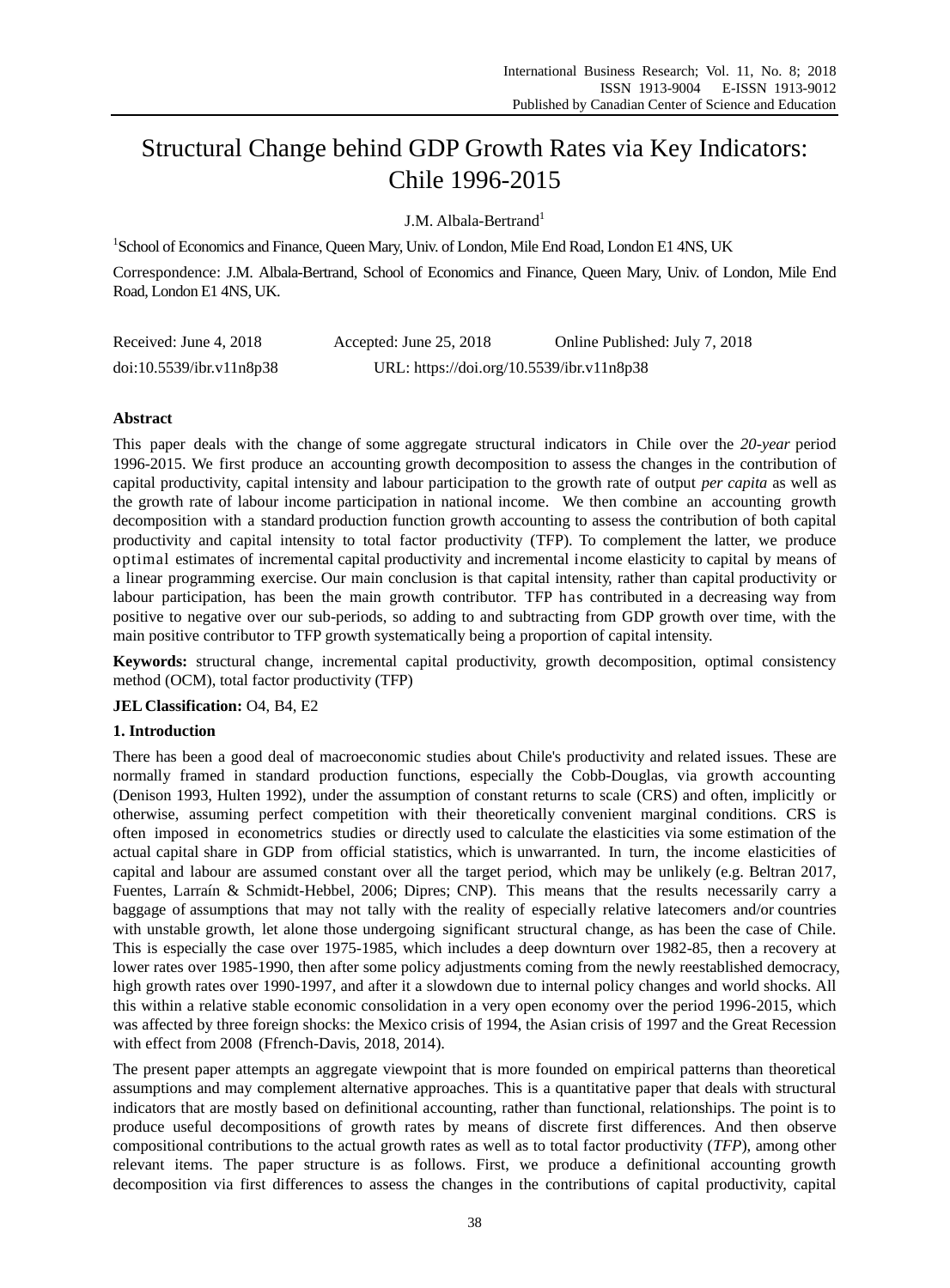# Structural Change behind GDP Growth Rates via Key Indicators: Chile 1996-2015

J.M. Albala-Bertrand[1]

[1]School of Economics and Finance, Queen Mary, Univ. of London, Mile End Road, London E1 4NS, UK

Correspondence: J.M. Albala-Bertrand, School of Economics and Finance, Queen Mary, Univ. of London, Mile End Road, London E1 4NS, UK.

Received: June 4, 2018 Accepted: June 25, 2018 Online Published: July 7, 2018

doi:10.5539/ibr.v11n8p38 URL: https://doi.org/10.5539/ibr.v11n8p38

## Abstract

This paper deals with the change of some aggregate structural indicators in Chile over the *20-year* period 1996-2015. We first produce an accounting growth decomposition to assess the changes in the contribution of capital productivity, capital intensity and labour participation to the growth rate of output *per capita* as well as the growth rate of labour income participation in national income. We then combine an accounting growth decomposition with a standard production function growth accounting to assess the contribution of both capital productivity and capital intensity to total factor productivity (TFP). To complement the latter, we produce optimal estimates of incremental capital productivity and incremental income elasticity to capital by means of a linear programming exercise. Our main conclusion is that capital intensity, rather than capital productivity or labour participation, has been the main growth contributor. TFP has contributed in a decreasing way from positive to negative over our sub-periods, so adding to and subtracting from GDP growth over time, with the main positive contributor to TFP growth systematically being a proportion of capital intensity.

**Keywords:** structural change, incremental capital productivity, growth decomposition, optimal consistency method (OCM), total factor productivity (TFP)

**JEL Classification:** O4, B4, E2

## 1. Introduction

There has been a good deal of macroeconomic studies about Chile's productivity and related issues. These are normally framed in standard production functions, especially the Cobb-Douglas, via growth accounting (Denison 1993, Hulten 1992), under the assumption of constant returns to scale (CRS) and often, implicitly or otherwise, assuming perfect competition with their theoretically convenient marginal conditions. CRS is often imposed in econometrics studies or directly used to calculate the elasticities via some estimation of the actual capital share in GDP from official statistics, which is unwarranted. In turn, the income elasticities of capital and labour are assumed constant over all the target period, which may be unlikely (e.g. Beltran 2017, Fuentes, Larraín & Schmidt-Hebbel, 2006; Dipres; CNP). This means that the results necessarily carry a baggage of assumptions that may not tally with the reality of especially relative latecomers and/or countries with unstable growth, let alone those undergoing significant structural change, as has been the case of Chile. This is especially the case over 1975-1985, which includes a deep downturn over 1982-85, then a recovery at lower rates over 1985-1990, then after some policy adjustments coming from the newly reestablished democracy, high growth rates over 1990-1997, and after it a slowdown due to internal policy changes and world shocks. All this within a relative stable economic consolidation in a very open economy over the period 1996-2015, which was affected by three foreign shocks: the Mexico crisis of 1994, the Asian crisis of 1997 and the Great Recession with effect from 2008 (Ffrench-Davis, 2018, 2014).

The present paper attempts an aggregate viewpoint that is more founded on empirical patterns than theoretical assumptions and may complement alternative approaches. This is a quantitative paper that deals with structural indicators that are mostly based on definitional accounting, rather than functional, relationships. The point is to produce useful decompositions of growth rates by means of discrete first differences. And then observe compositional contributions to the actual growth rates as well as to total factor productivity (*TFP*), among other relevant items. The paper structure is as follows. First, we produce a definitional accounting growth decomposition via first differences to assess the changes in the contributions of capital productivity, capital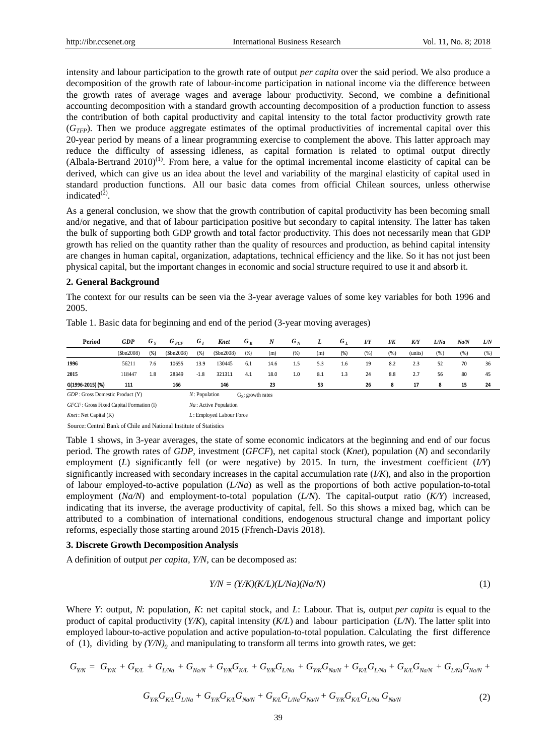intensity and labour participation to the growth rate of output *per capita* over the said period. We also produce a decomposition of the growth rate of labour-income participation in national income via the difference between the growth rates of average wages and average labour productivity. Second, we combine a definitional accounting decomposition with a standard growth accounting decomposition of a production function to assess the contribution of both capital productivity and capital intensity to the total factor productivity growth rate ($G_{TFP}$). Then we produce aggregate estimates of the optimal productivities of incremental capital over this 20-year period by means of a linear programming exercise to complement the above. This latter approach may reduce the difficulty of assessing idleness, as capital formation is related to optimal output directly (Albala-Bertrand 2010)[(1)]. From here, a value for the optimal incremental income elasticity of capital can be derived, which can give us an idea about the level and variability of the marginal elasticity of capital used in standard production functions. All our basic data comes from official Chilean sources, unless otherwise indicated[(2)].

As a general conclusion, we show that the growth contribution of capital productivity has been becoming small and/or negative, and that of labour participation positive but secondary to capital intensity. The latter has taken the bulk of supporting both GDP growth and total factor productivity. This does not necessarily mean that GDP growth has relied on the quantity rather than the quality of resources and production, as behind capital intensity are changes in human capital, organization, adaptations, technical efficiency and the like. So it has not just been physical capital, but the important changes in economic and social structure required to use it and absorb it.

## 2. General Background

The context for our results can be seen via the 3-year average values of some key variables for both 1996 and 2005.

Table 1. Basic data for beginning and end of the period (3-year moving averages)

| Period | *GDP* | $G_Y$ | $G_{FCF}$ | $G_I$ | *Knet* | $G_K$ | *N* | $G_N$ | *L* | $G_L$ | *I/Y* | *I/K* | *K/Y* | *L/Na* | *Na/N* | *L/N* |
|---|---|---|---|---|---|---|---|---|---|---|---|---|---|---|---|---|
| | ($bn2008) | (%) | ($bn2008) | (%) | ($bn2008) | (%) | (m) | (%) | (m) | (%) | (%) | (%) | (units) | (%) | (%) | (%) |
| **1996** | 56211 | 7.6 | 10655 | 13.9 | 130445 | 6.1 | 14.6 | 1.5 | 5.3 | 1.6 | 19 | 8.2 | 2.3 | 52 | 70 | 36 |
| **2015** | 118447 | 1.8 | 28349 | -1.8 | 321311 | 4.1 | 18.0 | 1.0 | 8.1 | 1.3 | 24 | 8.8 | 2.7 | 56 | 80 | 45 |
| **G(1996-2015) (%)** | **111** | | **166** | | **146** | | **23** | | **53** | | **26** | **8** | **17** | **8** | **15** | **24** |

*GDP* : Gross Domestic Product (Y) — *N* : Population — $G_X$: growth rates

*GFCF* : Gross Fixed Capital Formation (I) — *Na* : Active Population

*Knet* : Net Capital (K) — *L* : Employed Labour Force

Source: Central Bank of Chile and National Institute of Statistics

Table 1 shows, in 3-year averages, the state of some economic indicators at the beginning and end of our focus period. The growth rates of *GDP*, investment (*GFCF*), net capital stock (*Knet*), population (*N*) and secondarily employment (*L*) significantly fell (or were negative) by 2015. In turn, the investment coefficient (*I/Y*) significantly increased with secondary increases in the capital accumulation rate (*I/K*), and also in the proportion of labour employed-to-active population (*L/Na*) as well as the proportions of both active population-to-total employment (*Na/N*) and employment-to-total population (*L/N*). The capital-output ratio (*K/Y*) increased, indicating that its inverse, the average productivity of capital, fell. So this shows a mixed bag, which can be attributed to a combination of international conditions, endogenous structural change and important policy reforms, especially those starting around 2015 (Ffrench-Davis 2018).

## 3. Discrete Growth Decomposition Analysis

A definition of output *per capita*, *Y/N*, can be decomposed as:

$$Y/N = (Y/K)(K/L)(L/Na)(Na/N) \tag{1}$$

Where *Y*: output, *N*: population, *K*: net capital stock, and *L*: Labour. That is, output *per capita* is equal to the product of capital productivity (*Y/K*), capital intensity (*K/L*) and labour participation (*L/N*). The latter split into employed labour-to-active population and active population-to-total population. Calculating the first difference of (1), dividing by $(Y/N)_0$ and manipulating to transform all terms into growth rates, we get:

$$G_{Y/N} = G_{Y/K} + G_{K/L} + G_{L/Na} + G_{Na/N} + G_{Y/K}G_{K/L} + G_{Y/K}G_{L/Na} + G_{Y/K}G_{Na/N} + G_{K/L}G_{L/Na} + G_{K/L}G_{Na/N} + G_{L/Na}G_{Na/N} +$$

$$G_{Y/K}G_{K/L}G_{L/Na} + G_{Y/K}G_{K/L}G_{Na/N} + G_{K/L}G_{L/Na}G_{Na/N} + G_{Y/K}G_{K/L}G_{L/Na}G_{Na/N} \tag{2}$$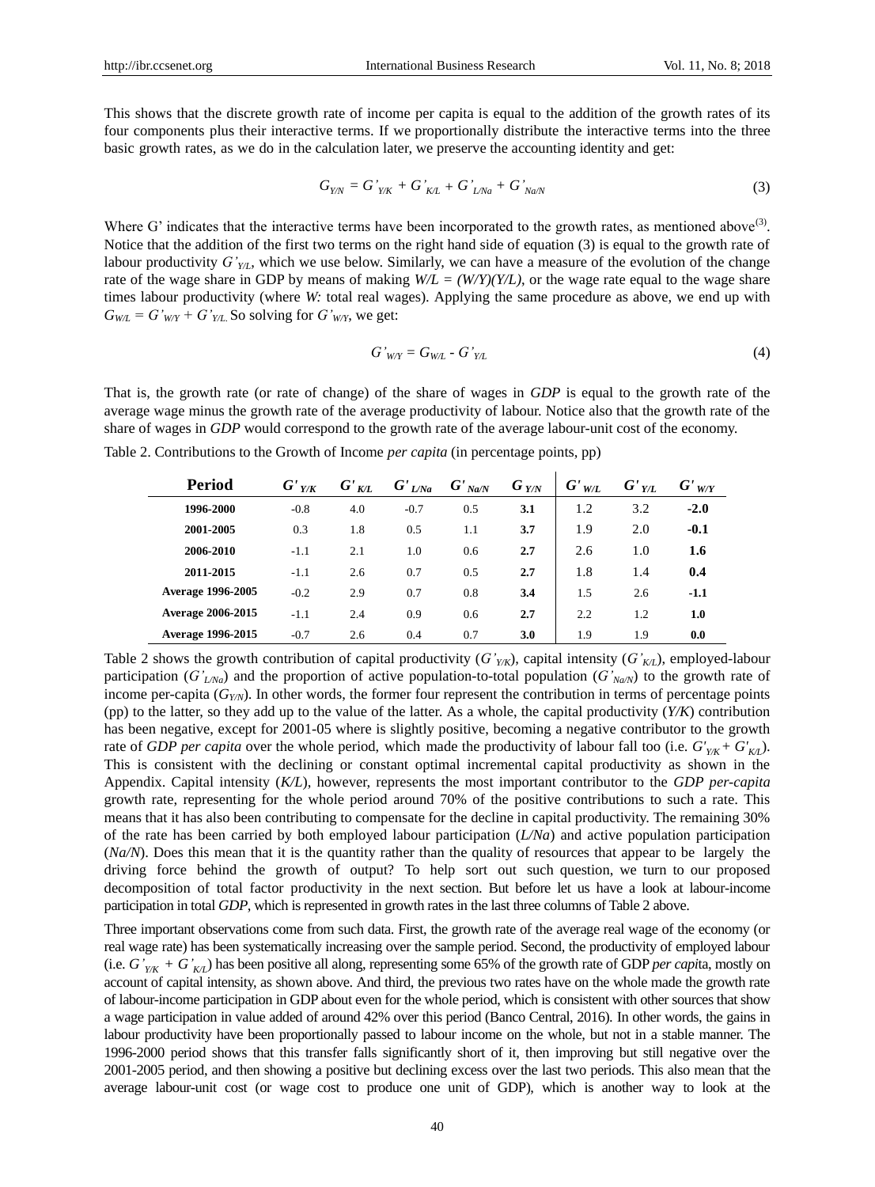This shows that the discrete growth rate of income per capita is equal to the addition of the growth rates of its four components plus their interactive terms. If we proportionally distribute the interactive terms into the three basic growth rates, as we do in the calculation later, we preserve the accounting identity and get:

$$G_{Y/N} = G'_{Y/K} + G'_{K/L} + G'_{L/Na} + G'_{Na/N} \tag{3}$$

Where G' indicates that the interactive terms have been incorporated to the growth rates, as mentioned above(3). Notice that the addition of the first two terms on the right hand side of equation (3) is equal to the growth rate of labour productivity $G'_{Y/L}$, which we use below. Similarly, we can have a measure of the evolution of the change rate of the wage share in GDP by means of making $W/L = (W/Y)(Y/L)$, or the wage rate equal to the wage share times labour productivity (where *W:* total real wages). Applying the same procedure as above, we end up with $G_{W/L} = G'_{W/Y} + G'_{Y/L}$. So solving for $G'_{W/Y}$, we get:

$$G'_{W/Y} = G_{W/L} - G'_{Y/L} \tag{4}$$

That is, the growth rate (or rate of change) of the share of wages in *GDP* is equal to the growth rate of the average wage minus the growth rate of the average productivity of labour. Notice also that the growth rate of the share of wages in *GDP* would correspond to the growth rate of the average labour-unit cost of the economy.

Table 2. Contributions to the Growth of Income *per capita* (in percentage points, pp)

| Period | $G'_{Y/K}$ | $G'_{K/L}$ | $G'_{L/Na}$ | $G'_{Na/N}$ | $G_{Y/N}$ | $G'_{W/L}$ | $G'_{Y/L}$ | $G'_{W/Y}$ |
|---|---|---|---|---|---|---|---|---|
| **1996-2000** | -0.8 | 4.0 | -0.7 | 0.5 | **3.1** | 1.2 | 3.2 | **-2.0** |
| **2001-2005** | 0.3 | 1.8 | 0.5 | 1.1 | **3.7** | 1.9 | 2.0 | **-0.1** |
| **2006-2010** | -1.1 | 2.1 | 1.0 | 0.6 | **2.7** | 2.6 | 1.0 | **1.6** |
| **2011-2015** | -1.1 | 2.6 | 0.7 | 0.5 | **2.7** | 1.8 | 1.4 | **0.4** |
| **Average 1996-2005** | -0.2 | 2.9 | 0.7 | 0.8 | **3.4** | 1.5 | 2.6 | **-1.1** |
| **Average 2006-2015** | -1.1 | 2.4 | 0.9 | 0.6 | **2.7** | 2.2 | 1.2 | **1.0** |
| **Average 1996-2015** | -0.7 | 2.6 | 0.4 | 0.7 | **3.0** | 1.9 | 1.9 | **0.0** |

Table 2 shows the growth contribution of capital productivity ($G'_{Y/K}$), capital intensity ($G'_{K/L}$), employed-labour participation ($G'_{L/Na}$) and the proportion of active population-to-total population ($G'_{Na/N}$) to the growth rate of income per-capita ($G_{Y/N}$). In other words, the former four represent the contribution in terms of percentage points (pp) to the latter, so they add up to the value of the latter. As a whole, the capital productivity (*Y/K*) contribution has been negative, except for 2001-05 where is slightly positive, becoming a negative contributor to the growth rate of *GDP per capita* over the whole period, which made the productivity of labour fall too (i.e. $G'_{Y/K} + G'_{K/L}$). This is consistent with the declining or constant optimal incremental capital productivity as shown in the Appendix. Capital intensity (*K/L*), however, represents the most important contributor to the *GDP per-capita* growth rate, representing for the whole period around 70% of the positive contributions to such a rate. This means that it has also been contributing to compensate for the decline in capital productivity. The remaining 30% of the rate has been carried by both employed labour participation (*L/Na*) and active population participation (*Na/N*). Does this mean that it is the quantity rather than the quality of resources that appear to be largely the driving force behind the growth of output? To help sort out such question, we turn to our proposed decomposition of total factor productivity in the next section. But before let us have a look at labour-income participation in total *GDP*, which is represented in growth rates in the last three columns of Table 2 above.

Three important observations come from such data. First, the growth rate of the average real wage of the economy (or real wage rate) has been systematically increasing over the sample period. Second, the productivity of employed labour (i.e. $G'_{Y/K} + G'_{K/L}$) has been positive all along, representing some 65% of the growth rate of GDP *per capi*ta, mostly on account of capital intensity, as shown above. And third, the previous two rates have on the whole made the growth rate of labour-income participation in GDP about even for the whole period, which is consistent with other sources that show a wage participation in value added of around 42% over this period (Banco Central, 2016). In other words, the gains in labour productivity have been proportionally passed to labour income on the whole, but not in a stable manner. The 1996-2000 period shows that this transfer falls significantly short of it, then improving but still negative over the 2001-2005 period, and then showing a positive but declining excess over the last two periods. This also mean that the average labour-unit cost (or wage cost to produce one unit of GDP), which is another way to look at the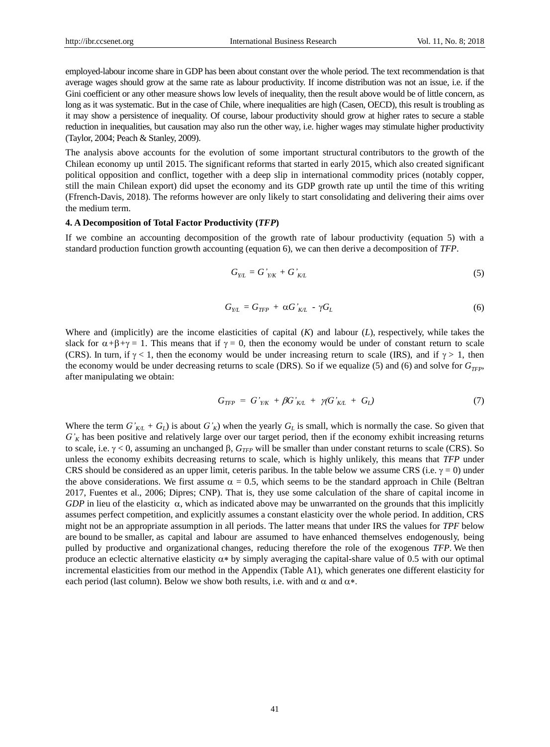employed-labour income share in GDP has been about constant over the whole period. The text recommendation is that average wages should grow at the same rate as labour productivity. If income distribution was not an issue, i.e. if the Gini coefficient or any other measure shows low levels of inequality, then the result above would be of little concern, as long as it was systematic. But in the case of Chile, where inequalities are high (Casen, OECD), this result is troubling as it may show a persistence of inequality. Of course, labour productivity should grow at higher rates to secure a stable reduction in inequalities, but causation may also run the other way, i.e. higher wages may stimulate higher productivity (Taylor, 2004; Peach & Stanley, 2009).

The analysis above accounts for the evolution of some important structural contributors to the growth of the Chilean economy up until 2015. The significant reforms that started in early 2015, which also created significant political opposition and conflict, together with a deep slip in international commodity prices (notably copper, still the main Chilean export) did upset the economy and its GDP growth rate up until the time of this writing (Ffrench-Davis, 2018). The reforms however are only likely to start consolidating and delivering their aims over the medium term.

#### 4. A Decomposition of Total Factor Productivity (*TFP*)

If we combine an accounting decomposition of the growth rate of labour productivity (equation 5) with a standard production function growth accounting (equation 6), we can then derive a decomposition of *TFP*.

$$G_{Y/L} = G'_{Y/K} + G'_{K/L} \tag{5}$$

$$G_{Y/L} = G_{TFP} + \alpha G'_{K/L} - \gamma G_L \tag{6}$$

Where and (implicitly) are the income elasticities of capital (*K*) and labour (*L*), respectively, while takes the slack for $\alpha+\beta+\gamma = 1$. This means that if $\gamma = 0$, then the economy would be under of constant return to scale (CRS). In turn, if $\gamma < 1$, then the economy would be under increasing return to scale (IRS), and if $\gamma > 1$, then the economy would be under decreasing returns to scale (DRS). So if we equalize (5) and (6) and solve for $G_{TFP}$, after manipulating we obtain:

$$G_{TFP} = G'_{Y/K} + \beta G'_{K/L} + \gamma (G'_{K/L} + G_L) \tag{7}$$

Where the term $G'_{K/L} + G_L$) is about $G'_K$) when the yearly $G_L$ is small, which is normally the case. So given that $G'_K$ has been positive and relatively large over our target period, then if the economy exhibit increasing returns to scale, i.e. $\gamma < 0$, assuming an unchanged $\beta$, $G_{TFP}$ will be smaller than under constant returns to scale (CRS). So unless the economy exhibits decreasing returns to scale, which is highly unlikely, this means that *TFP* under CRS should be considered as an upper limit, ceteris paribus. In the table below we assume CRS (i.e. $\gamma = 0$) under the above considerations. We first assume $\alpha = 0.5$, which seems to be the standard approach in Chile (Beltran 2017, Fuentes et al., 2006; Dipres; CNP). That is, they use some calculation of the share of capital income in *GDP* in lieu of the elasticity $\alpha$, which as indicated above may be unwarranted on the grounds that this implicitly assumes perfect competition, and explicitly assumes a constant elasticity over the whole period. In addition, CRS might not be an appropriate assumption in all periods. The latter means that under IRS the values for *TPF* below are bound to be smaller, as capital and labour are assumed to have enhanced themselves endogenously, being pulled by productive and organizational changes, reducing therefore the role of the exogenous *TFP*. We then produce an eclectic alternative elasticity $\alpha*$ by simply averaging the capital-share value of 0.5 with our optimal incremental elasticities from our method in the Appendix (Table A1), which generates one different elasticity for each period (last column). Below we show both results, i.e. with and $\alpha$ and $\alpha*$.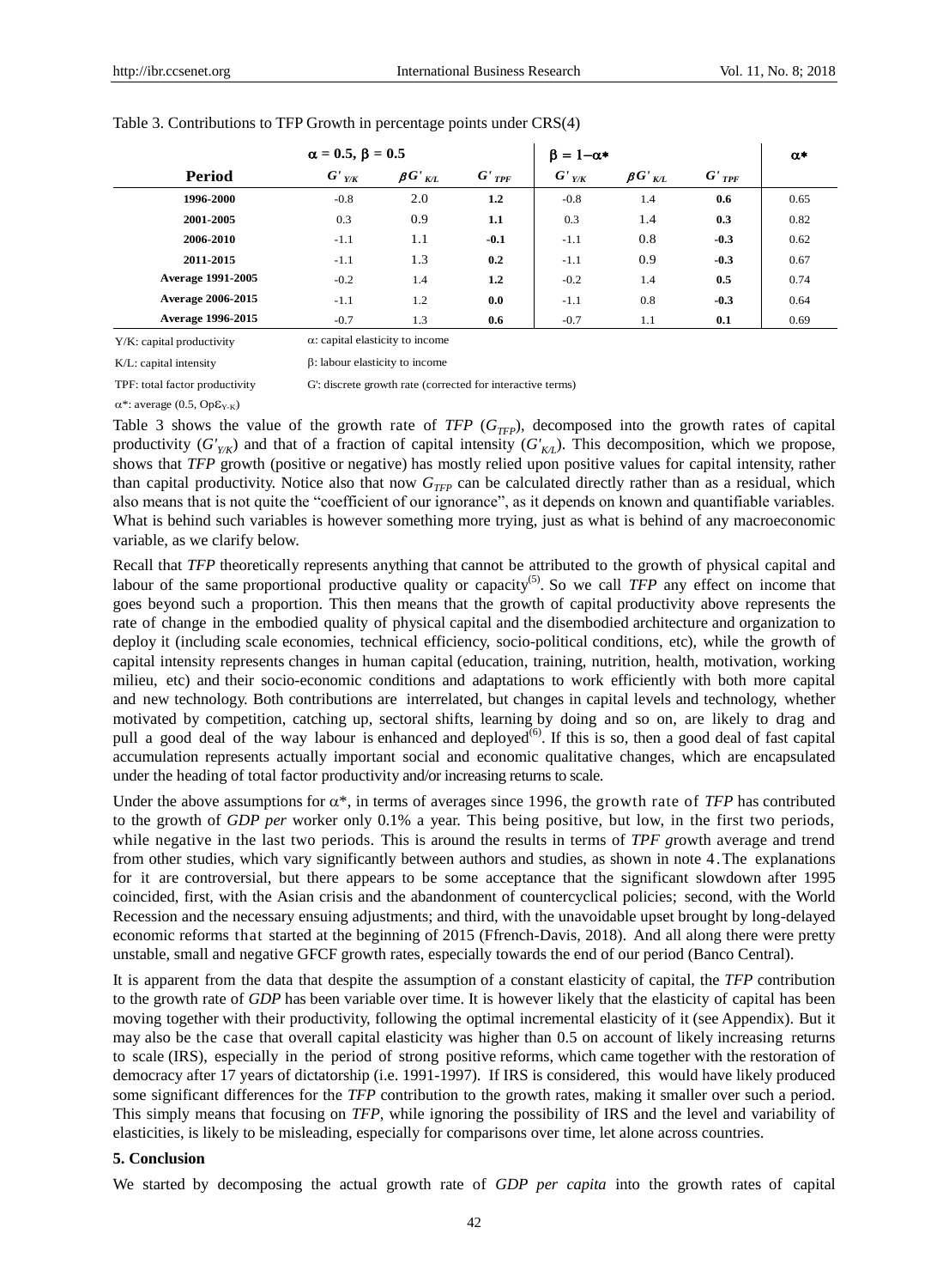Table 3. Contributions to TFP Growth in percentage points under CRS(4)

| | $\alpha = 0.5$, $\beta = 0.5$ | | | $\beta = 1-\alpha*$ | | | $\alpha*$ |
|---|---|---|---|---|---|---|---|
| **Period** | $G'_{Y/K}$ | $\beta G'_{K/L}$ | $G'_{TPF}$ | $G'_{Y/K}$ | $\beta G'_{K/L}$ | $G'_{TPF}$ | |
| **1996-2000** | -0.8 | 2.0 | **1.2** | -0.8 | 1.4 | **0.6** | 0.65 |
| **2001-2005** | 0.3 | 0.9 | **1.1** | 0.3 | 1.4 | **0.3** | 0.82 |
| **2006-2010** | -1.1 | 1.1 | **-0.1** | -1.1 | 0.8 | **-0.3** | 0.62 |
| **2011-2015** | -1.1 | 1.3 | **0.2** | -1.1 | 0.9 | **-0.3** | 0.67 |
| **Average 1991-2005** | -0.2 | 1.4 | **1.2** | -0.2 | 1.4 | **0.5** | 0.74 |
| **Average 2006-2015** | -1.1 | 1.2 | **0.0** | -1.1 | 0.8 | **-0.3** | 0.64 |
| **Average 1996-2015** | -0.7 | 1.3 | **0.6** | -0.7 | 1.1 | **0.1** | 0.69 |

Y/K: capital productivity — $\alpha$: capital elasticity to income

K/L: capital intensity — $\beta$: labour elasticity to income

TPF: total factor productivity — G': discrete growth rate (corrected for interactive terms)

$\alpha*$: average (0.5, Op$\varepsilon_{Y-K}$)

Table 3 shows the value of the growth rate of *TFP* ($G_{TFP}$), decomposed into the growth rates of capital productivity ($G'_{Y/K}$) and that of a fraction of capital intensity ($G'_{K/L}$). This decomposition, which we propose, shows that *TFP* growth (positive or negative) has mostly relied upon positive values for capital intensity, rather than capital productivity. Notice also that now $G_{TFP}$ can be calculated directly rather than as a residual, which also means that is not quite the "coefficient of our ignorance", as it depends on known and quantifiable variables. What is behind such variables is however something more trying, just as what is behind of any macroeconomic variable, as we clarify below.

Recall that *TFP* theoretically represents anything that cannot be attributed to the growth of physical capital and labour of the same proportional productive quality or capacity[(5)]. So we call *TFP* any effect on income that goes beyond such a proportion. This then means that the growth of capital productivity above represents the rate of change in the embodied quality of physical capital and the disembodied architecture and organization to deploy it (including scale economies, technical efficiency, socio-political conditions, etc), while the growth of capital intensity represents changes in human capital (education, training, nutrition, health, motivation, working milieu, etc) and their socio-economic conditions and adaptations to work efficiently with both more capital and new technology. Both contributions are interrelated, but changes in capital levels and technology, whether motivated by competition, catching up, sectoral shifts, learning by doing and so on, are likely to drag and pull a good deal of the way labour is enhanced and deployed[(6)]. If this is so, then a good deal of fast capital accumulation represents actually important social and economic qualitative changes, which are encapsulated under the heading of total factor productivity and/or increasing returns to scale.

Under the above assumptions for $\alpha*$, in terms of averages since 1996, the growth rate of *TFP* has contributed to the growth of *GDP per* worker only 0.1% a year. This being positive, but low, in the first two periods, while negative in the last two periods. This is around the results in terms of *TPF g*rowth average and trend from other studies, which vary significantly between authors and studies, as shown in note 4. The explanations for it are controversial, but there appears to be some acceptance that the significant slowdown after 1995 coincided, first, with the Asian crisis and the abandonment of countercyclical policies; second, with the World Recession and the necessary ensuing adjustments; and third, with the unavoidable upset brought by long-delayed economic reforms that started at the beginning of 2015 (Ffrench-Davis, 2018). And all along there were pretty unstable, small and negative GFCF growth rates, especially towards the end of our period (Banco Central).

It is apparent from the data that despite the assumption of a constant elasticity of capital, the *TFP* contribution to the growth rate of *GDP* has been variable over time. It is however likely that the elasticity of capital has been moving together with their productivity, following the optimal incremental elasticity of it (see Appendix). But it may also be the case that overall capital elasticity was higher than 0.5 on account of likely increasing returns to scale (IRS), especially in the period of strong positive reforms, which came together with the restoration of democracy after 17 years of dictatorship (i.e. 1991-1997). If IRS is considered, this would have likely produced some significant differences for the *TFP* contribution to the growth rates, making it smaller over such a period. This simply means that focusing on *TFP*, while ignoring the possibility of IRS and the level and variability of elasticities, is likely to be misleading, especially for comparisons over time, let alone across countries.

## 5. Conclusion

We started by decomposing the actual growth rate of *GDP per capita* into the growth rates of capital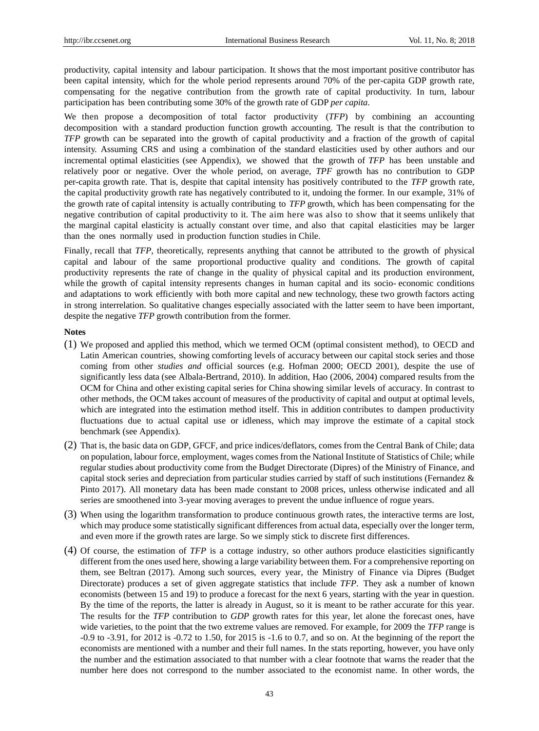productivity, capital intensity and labour participation. It shows that the most important positive contributor has been capital intensity, which for the whole period represents around 70% of the per-capita GDP growth rate, compensating for the negative contribution from the growth rate of capital productivity. In turn, labour participation has been contributing some 30% of the growth rate of GDP *per capita*.

We then propose a decomposition of total factor productivity (*TFP*) by combining an accounting decomposition with a standard production function growth accounting. The result is that the contribution to *TFP* growth can be separated into the growth of capital productivity and a fraction of the growth of capital intensity. Assuming CRS and using a combination of the standard elasticities used by other authors and our incremental optimal elasticities (see Appendix), we showed that the growth of *TFP* has been unstable and relatively poor or negative. Over the whole period, on average, *TPF* growth has no contribution to GDP per-capita growth rate. That is, despite that capital intensity has positively contributed to the *TFP* growth rate, the capital productivity growth rate has negatively contributed to it, undoing the former. In our example, 31% of the growth rate of capital intensity is actually contributing to *TFP* growth, which has been compensating for the negative contribution of capital productivity to it. The aim here was also to show that it seems unlikely that the marginal capital elasticity is actually constant over time, and also that capital elasticities may be larger than the ones normally used in production function studies in Chile.

Finally, recall that *TFP*, theoretically, represents anything that cannot be attributed to the growth of physical capital and labour of the same proportional productive quality and conditions. The growth of capital productivity represents the rate of change in the quality of physical capital and its production environment, while the growth of capital intensity represents changes in human capital and its socio- economic conditions and adaptations to work efficiently with both more capital and new technology, these two growth factors acting in strong interrelation. So qualitative changes especially associated with the latter seem to have been important, despite the negative *TFP* growth contribution from the former.

**Notes**

(1) We proposed and applied this method, which we termed OCM (optimal consistent method), to OECD and Latin American countries, showing comforting levels of accuracy between our capital stock series and those coming from other *studies and* official sources (e.g. Hofman 2000; OECD 2001), despite the use of significantly less data (see Albala-Bertrand, 2010). In addition, Hao (2006, 2004) compared results from the OCM for China and other existing capital series for China showing similar levels of accuracy. In contrast to other methods, the OCM takes account of measures of the productivity of capital and output at optimal levels, which are integrated into the estimation method itself. This in addition contributes to dampen productivity fluctuations due to actual capital use or idleness, which may improve the estimate of a capital stock benchmark (see Appendix).

(2) That is, the basic data on GDP, GFCF, and price indices/deflators, comes from the Central Bank of Chile; data on population, labour force, employment, wages comes from the National Institute of Statistics of Chile; while regular studies about productivity come from the Budget Directorate (Dipres) of the Ministry of Finance, and capital stock series and depreciation from particular studies carried by staff of such institutions (Fernandez & Pinto 2017). All monetary data has been made constant to 2008 prices, unless otherwise indicated and all series are smoothened into 3-year moving averages to prevent the undue influence of rogue years.

(3) When using the logarithm transformation to produce continuous growth rates, the interactive terms are lost, which may produce some statistically significant differences from actual data, especially over the longer term, and even more if the growth rates are large. So we simply stick to discrete first differences.

(4) Of course, the estimation of *TFP* is a cottage industry, so other authors produce elasticities significantly different from the ones used here, showing a large variability between them. For a comprehensive reporting on them, see Beltran (2017). Among such sources, every year, the Ministry of Finance via Dipres (Budget Directorate) produces a set of given aggregate statistics that include *TFP*. They ask a number of known economists (between 15 and 19) to produce a forecast for the next 6 years, starting with the year in question. By the time of the reports, the latter is already in August, so it is meant to be rather accurate for this year. The results for the *TFP* contribution to *GDP* growth rates for this year, let alone the forecast ones, have wide varieties, to the point that the two extreme values are removed. For example, for 2009 the *TFP* range is -0.9 to -3.91, for 2012 is -0.72 to 1.50, for 2015 is -1.6 to 0.7, and so on. At the beginning of the report the economists are mentioned with a number and their full names. In the stats reporting, however, you have only the number and the estimation associated to that number with a clear footnote that warns the reader that the number here does not correspond to the number associated to the economist name. In other words, the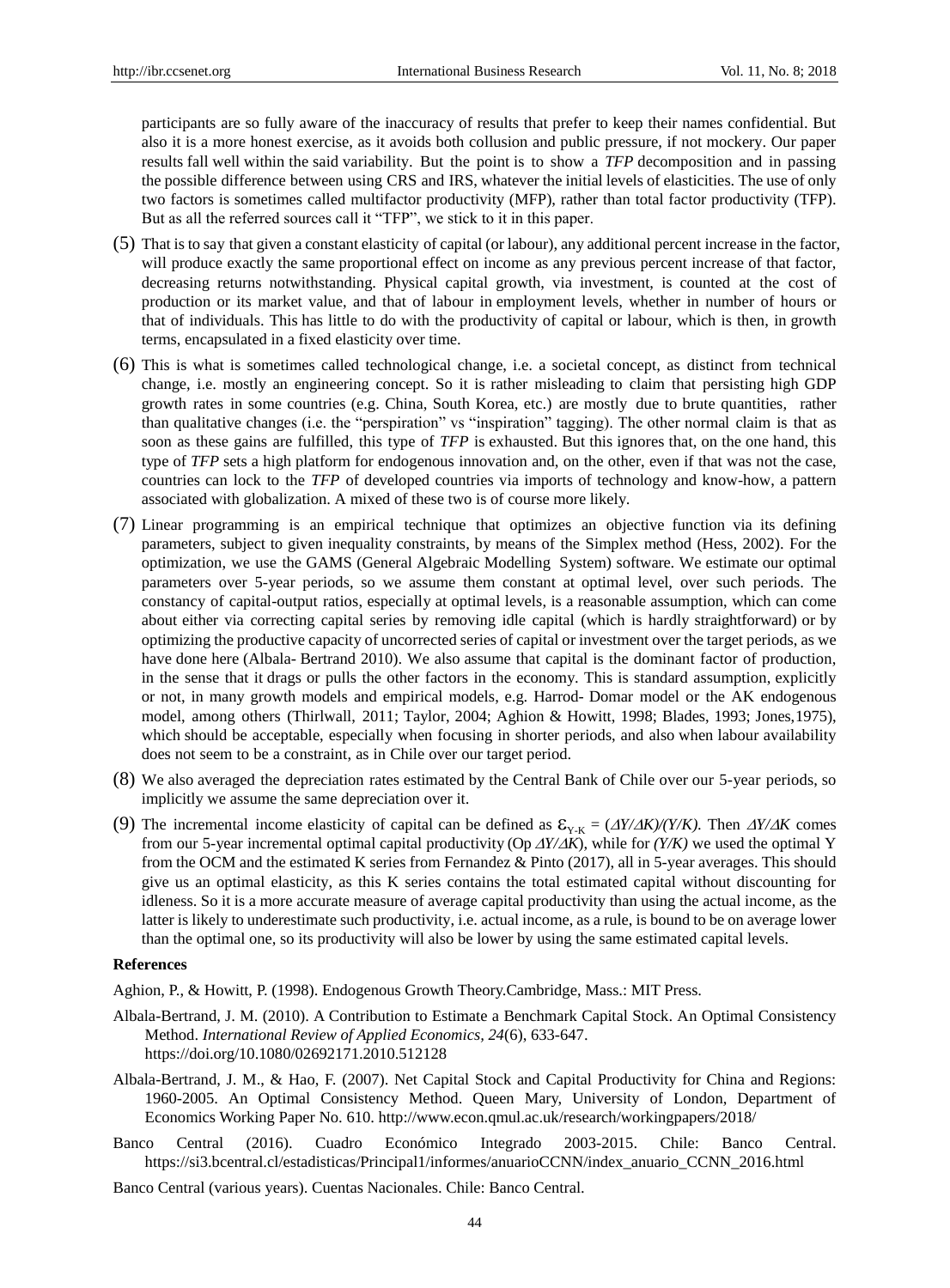participants are so fully aware of the inaccuracy of results that prefer to keep their names confidential. But also it is a more honest exercise, as it avoids both collusion and public pressure, if not mockery. Our paper results fall well within the said variability. But the point is to show a *TFP* decomposition and in passing the possible difference between using CRS and IRS, whatever the initial levels of elasticities. The use of only two factors is sometimes called multifactor productivity (MFP), rather than total factor productivity (TFP). But as all the referred sources call it "TFP", we stick to it in this paper.

(5) That is to say that given a constant elasticity of capital (or labour), any additional percent increase in the factor, will produce exactly the same proportional effect on income as any previous percent increase of that factor, decreasing returns notwithstanding. Physical capital growth, via investment, is counted at the cost of production or its market value, and that of labour in employment levels, whether in number of hours or that of individuals. This has little to do with the productivity of capital or labour, which is then, in growth terms, encapsulated in a fixed elasticity over time.

(6) This is what is sometimes called technological change, i.e. a societal concept, as distinct from technical change, i.e. mostly an engineering concept. So it is rather misleading to claim that persisting high GDP growth rates in some countries (e.g. China, South Korea, etc.) are mostly due to brute quantities, rather than qualitative changes (i.e. the "perspiration" vs "inspiration" tagging). The other normal claim is that as soon as these gains are fulfilled, this type of *TFP* is exhausted. But this ignores that, on the one hand, this type of *TFP* sets a high platform for endogenous innovation and, on the other, even if that was not the case, countries can lock to the *TFP* of developed countries via imports of technology and know-how, a pattern associated with globalization. A mixed of these two is of course more likely.

(7) Linear programming is an empirical technique that optimizes an objective function via its defining parameters, subject to given inequality constraints, by means of the Simplex method (Hess, 2002). For the optimization, we use the GAMS (General Algebraic Modelling System) software. We estimate our optimal parameters over 5-year periods, so we assume them constant at optimal level, over such periods. The constancy of capital-output ratios, especially at optimal levels, is a reasonable assumption, which can come about either via correcting capital series by removing idle capital (which is hardly straightforward) or by optimizing the productive capacity of uncorrected series of capital or investment over the target periods, as we have done here (Albala- Bertrand 2010). We also assume that capital is the dominant factor of production, in the sense that it drags or pulls the other factors in the economy. This is standard assumption, explicitly or not, in many growth models and empirical models, e.g. Harrod- Domar model or the AK endogenous model, among others (Thirlwall, 2011; Taylor, 2004; Aghion & Howitt, 1998; Blades, 1993; Jones,1975), which should be acceptable, especially when focusing in shorter periods, and also when labour availability does not seem to be a constraint, as in Chile over our target period.

(8) We also averaged the depreciation rates estimated by the Central Bank of Chile over our 5-year periods, so implicitly we assume the same depreciation over it.

(9) The incremental income elasticity of capital can be defined as $\varepsilon_{Y\text{-}K} = (\Delta Y/\Delta K)/(Y/K)$. Then $\Delta Y/\Delta K$ comes from our 5-year incremental optimal capital productivity (Op $\Delta Y/\Delta K$), while for $(Y/K)$ we used the optimal Y from the OCM and the estimated K series from Fernandez & Pinto (2017), all in 5-year averages. This should give us an optimal elasticity, as this K series contains the total estimated capital without discounting for idleness. So it is a more accurate measure of average capital productivity than using the actual income, as the latter is likely to underestimate such productivity, i.e. actual income, as a rule, is bound to be on average lower than the optimal one, so its productivity will also be lower by using the same estimated capital levels.

## References

Aghion, P., & Howitt, P. (1998). Endogenous Growth Theory.Cambridge, Mass.: MIT Press.

Albala-Bertrand, J. M. (2010). A Contribution to Estimate a Benchmark Capital Stock. An Optimal Consistency Method. *International Review of Applied Economics, 24*(6), 633-647. https://doi.org/10.1080/02692171.2010.512128

Albala-Bertrand, J. M., & Hao, F. (2007). Net Capital Stock and Capital Productivity for China and Regions: 1960-2005. An Optimal Consistency Method. Queen Mary, University of London, Department of Economics Working Paper No. 610. http://www.econ.qmul.ac.uk/research/workingpapers/2018/

Banco Central (2016). Cuadro Económico Integrado 2003-2015. Chile: Banco Central. https://si3.bcentral.cl/estadisticas/Principal1/informes/anuarioCCNN/index_anuario_CCNN_2016.html

Banco Central (various years). Cuentas Nacionales. Chile: Banco Central.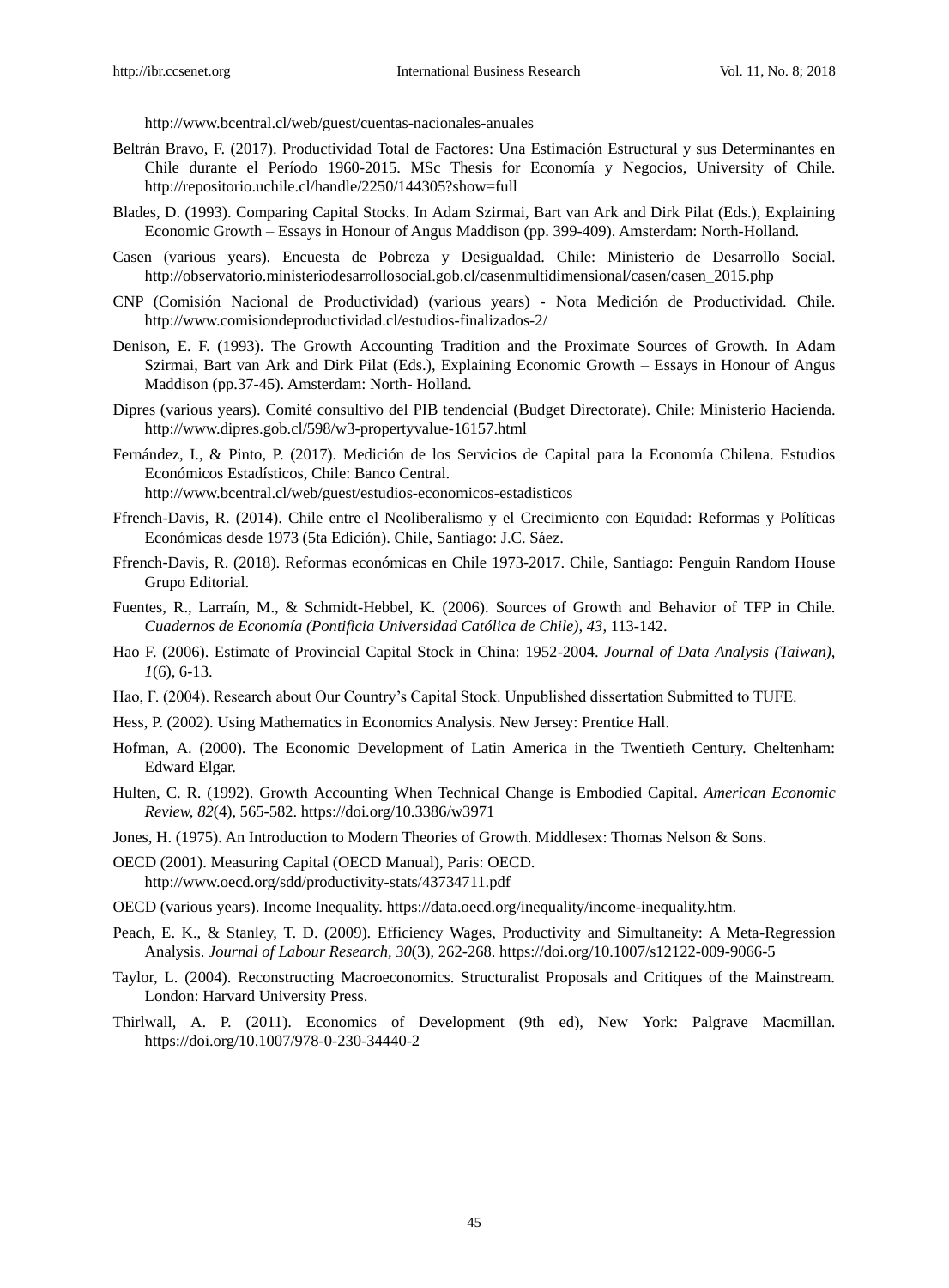http://www.bcentral.cl/web/guest/cuentas-nacionales-anuales

Beltrán Bravo, F. (2017). Productividad Total de Factores: Una Estimación Estructural y sus Determinantes en Chile durante el Período 1960-2015. MSc Thesis for Economía y Negocios, University of Chile. http://repositorio.uchile.cl/handle/2250/144305?show=full

Blades, D. (1993). Comparing Capital Stocks. In Adam Szirmai, Bart van Ark and Dirk Pilat (Eds.), Explaining Economic Growth – Essays in Honour of Angus Maddison (pp. 399-409). Amsterdam: North-Holland.

Casen (various years). Encuesta de Pobreza y Desigualdad. Chile: Ministerio de Desarrollo Social. http://observatorio.ministeriodesarrollosocial.gob.cl/casenmultidimensional/casen/casen_2015.php

CNP (Comisión Nacional de Productividad) (various years) - Nota Medición de Productividad. Chile. http://www.comisiondeproductividad.cl/estudios-finalizados-2/

Denison, E. F. (1993). The Growth Accounting Tradition and the Proximate Sources of Growth. In Adam Szirmai, Bart van Ark and Dirk Pilat (Eds.), Explaining Economic Growth – Essays in Honour of Angus Maddison (pp.37-45). Amsterdam: North- Holland.

Dipres (various years). Comité consultivo del PIB tendencial (Budget Directorate). Chile: Ministerio Hacienda. http://www.dipres.gob.cl/598/w3-propertyvalue-16157.html

Fernández, I., & Pinto, P. (2017). Medición de los Servicios de Capital para la Economía Chilena. Estudios Económicos Estadísticos, Chile: Banco Central. http://www.bcentral.cl/web/guest/estudios-economicos-estadisticos

Ffrench-Davis, R. (2014). Chile entre el Neoliberalismo y el Crecimiento con Equidad: Reformas y Políticas Económicas desde 1973 (5ta Edición). Chile, Santiago: J.C. Sáez.

Ffrench-Davis, R. (2018). Reformas económicas en Chile 1973-2017. Chile, Santiago: Penguin Random House Grupo Editorial.

Fuentes, R., Larraín, M., & Schmidt-Hebbel, K. (2006). Sources of Growth and Behavior of TFP in Chile. *Cuadernos de Economía (Pontificia Universidad Católica de Chile), 43,* 113-142.

Hao F. (2006). Estimate of Provincial Capital Stock in China: 1952-2004. *Journal of Data Analysis (Taiwan), 1*(6), 6-13.

Hao, F. (2004). Research about Our Country's Capital Stock. Unpublished dissertation Submitted to TUFE.

Hess, P. (2002). Using Mathematics in Economics Analysis. New Jersey: Prentice Hall.

Hofman, A. (2000). The Economic Development of Latin America in the Twentieth Century. Cheltenham: Edward Elgar.

Hulten, C. R. (1992). Growth Accounting When Technical Change is Embodied Capital. *American Economic Review, 82*(4), 565-582. https://doi.org/10.3386/w3971

Jones, H. (1975). An Introduction to Modern Theories of Growth. Middlesex: Thomas Nelson & Sons.

OECD (2001). Measuring Capital (OECD Manual), Paris: OECD. http://www.oecd.org/sdd/productivity-stats/43734711.pdf

OECD (various years). Income Inequality. https://data.oecd.org/inequality/income-inequality.htm.

Peach, E. K., & Stanley, T. D. (2009). Efficiency Wages, Productivity and Simultaneity: A Meta-Regression Analysis. *Journal of Labour Research, 30*(3), 262-268. https://doi.org/10.1007/s12122-009-9066-5

Taylor, L. (2004). Reconstructing Macroeconomics. Structuralist Proposals and Critiques of the Mainstream. London: Harvard University Press.

Thirlwall, A. P. (2011). Economics of Development (9th ed), New York: Palgrave Macmillan. https://doi.org/10.1007/978-0-230-34440-2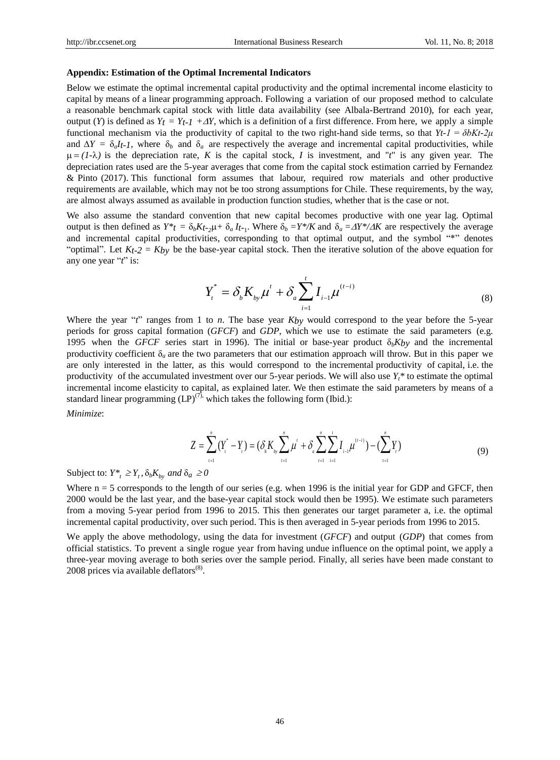**Appendix: Estimation of the Optimal Incremental Indicators**

Below we estimate the optimal incremental capital productivity and the optimal incremental income elasticity to capital by means of a linear programming approach. Following a variation of our proposed method to calculate a reasonable benchmark capital stock with little data availability (see Albala-Bertrand 2010), for each year, output ($Y$) is defined as $Y_t = Y_{t-1} + \Delta Y$, which is a definition of a first difference. From here, we apply a simple functional mechanism via the productivity of capital to the two right-hand side terms, so that $Y_{t-1} = \delta_b K_{t-2}\mu$ and $\Delta Y = \delta_a I_{t-1}$, where $\delta_b$ and $\delta_a$ are respectively the average and incremental capital productivities, while $\mu = (1-\lambda)$ is the depreciation rate, $K$ is the capital stock, $I$ is investment, and "$t$" is any given year. The depreciation rates used are the 5-year averages that come from the capital stock estimation carried by Fernandez & Pinto (2017). This functional form assumes that labour, required row materials and other productive requirements are available, which may not be too strong assumptions for Chile. These requirements, by the way, are almost always assumed as available in production function studies, whether that is the case or not.

We also assume the standard convention that new capital becomes productive with one year lag. Optimal output is then defined as $Y^*_t = \delta_b K_{t-2}\mu + \delta_a I_{t-1}$. Where $\delta_b = Y^*/K$ and $\delta_a = \Delta Y^*/\Delta K$ are respectively the average and incremental capital productivities, corresponding to that optimal output, and the symbol "*" denotes "optimal". Let $K_{t-2} = K_{by}$ be the base-year capital stock. Then the iterative solution of the above equation for any one year "$t$" is:

$$Y_t^* = \delta_b K_{by} \mu^t + \delta_a \sum_{i=1}^{t} I_{i-1} \mu^{(t-i)} \tag{8}$$

Where the year "$t$" ranges from 1 to $n$. The base year $K_{by}$ would correspond to the year before the 5-year periods for gross capital formation (*GFCF*) and *GDP*, which we use to estimate the said parameters (e.g. 1995 when the *GFCF* series start in 1996). The initial or base-year product $\delta_b K_{by}$ and the incremental productivity coefficient $\delta_a$ are the two parameters that our estimation approach will throw. But in this paper we are only interested in the latter, as this would correspond to the incremental productivity of capital, i.e. the productivity of the accumulated investment over our 5-year periods. We will also use $Y_t^*$ to estimate the optimal incremental income elasticity to capital, as explained later. We then estimate the said parameters by means of a standard linear programming (LP)[7], which takes the following form (Ibid.):

*Minimize*:

$$Z = \sum_{t=1}^{n} (Y_t^* - Y_t) = (\delta_b K_{by} \sum_{t=1}^{n} \mu^t + \delta_a \sum_{t=1}^{n} \sum_{i=1}^{t} I_{i-1} \mu^{(t-i)}) - (\sum_{t=1}^{n} Y_t) \tag{9}$$

Subject to: $Y^*_t \geq Y_t$, $\delta_b K_{by}$ *and* $\delta_a \geq 0$

Where n = 5 corresponds to the length of our series (e.g. when 1996 is the initial year for GDP and GFCF, then 2000 would be the last year, and the base-year capital stock would then be 1995). We estimate such parameters from a moving 5-year period from 1996 to 2015. This then generates our target parameter a, i.e. the optimal incremental capital productivity, over such period. This is then averaged in 5-year periods from 1996 to 2015.

We apply the above methodology, using the data for investment (*GFCF*) and output (*GDP*) that comes from official statistics. To prevent a single rogue year from having undue influence on the optimal point, we apply a three-year moving average to both series over the sample period. Finally, all series have been made constant to 2008 prices via available deflators[8].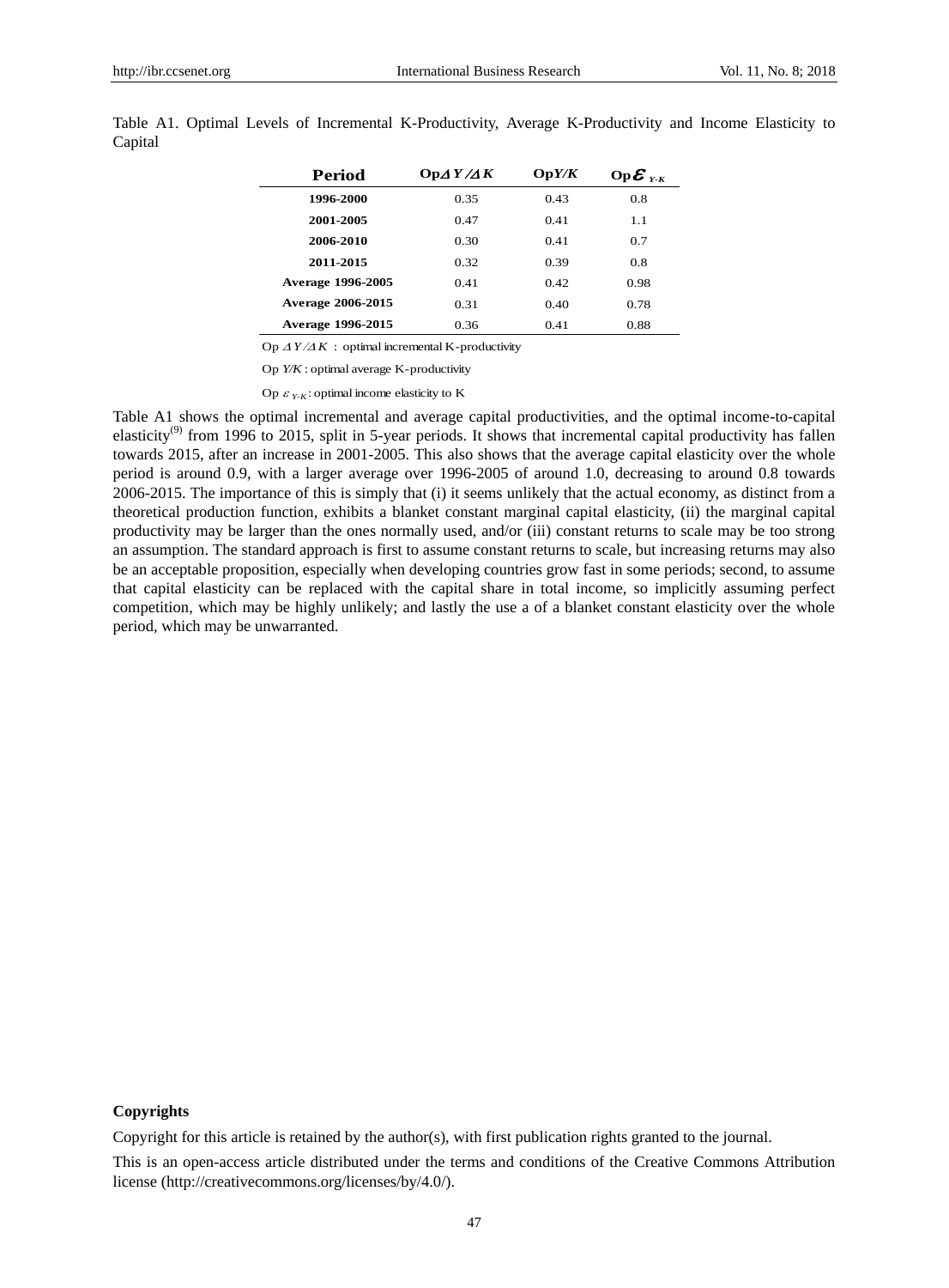Table A1. Optimal Levels of Incremental K-Productivity, Average K-Productivity and Income Elasticity to Capital

| Period | Op$\Delta Y/\Delta K$ | Op$Y/K$ | Op$\varepsilon_{Y\text{-}K}$ |
|---|---|---|---|
| **1996-2000** | 0.35 | 0.43 | 0.8 |
| **2001-2005** | 0.47 | 0.41 | 1.1 |
| **2006-2010** | 0.30 | 0.41 | 0.7 |
| **2011-2015** | 0.32 | 0.39 | 0.8 |
| **Average 1996-2005** | 0.41 | 0.42 | 0.98 |
| **Average 2006-2015** | 0.31 | 0.40 | 0.78 |
| **Average 1996-2015** | 0.36 | 0.41 | 0.88 |

Op $\Delta Y/\Delta K$ : optimal incremental K-productivity

Op $Y/K$ : optimal average K-productivity

Op $\varepsilon_{Y\text{-}K}$: optimal income elasticity to K

Table A1 shows the optimal incremental and average capital productivities, and the optimal income-to-capital elasticity[9] from 1996 to 2015, split in 5-year periods. It shows that incremental capital productivity has fallen towards 2015, after an increase in 2001-2005. This also shows that the average capital elasticity over the whole period is around 0.9, with a larger average over 1996-2005 of around 1.0, decreasing to around 0.8 towards 2006-2015. The importance of this is simply that (i) it seems unlikely that the actual economy, as distinct from a theoretical production function, exhibits a blanket constant marginal capital elasticity, (ii) the marginal capital productivity may be larger than the ones normally used, and/or (iii) constant returns to scale may be too strong an assumption. The standard approach is first to assume constant returns to scale, but increasing returns may also be an acceptable proposition, especially when developing countries grow fast in some periods; second, to assume that capital elasticity can be replaced with the capital share in total income, so implicitly assuming perfect competition, which may be highly unlikely; and lastly the use a of a blanket constant elasticity over the whole period, which may be unwarranted.

**Copyrights**

Copyright for this article is retained by the author(s), with first publication rights granted to the journal.

This is an open-access article distributed under the terms and conditions of the Creative Commons Attribution license (http://creativecommons.org/licenses/by/4.0/).